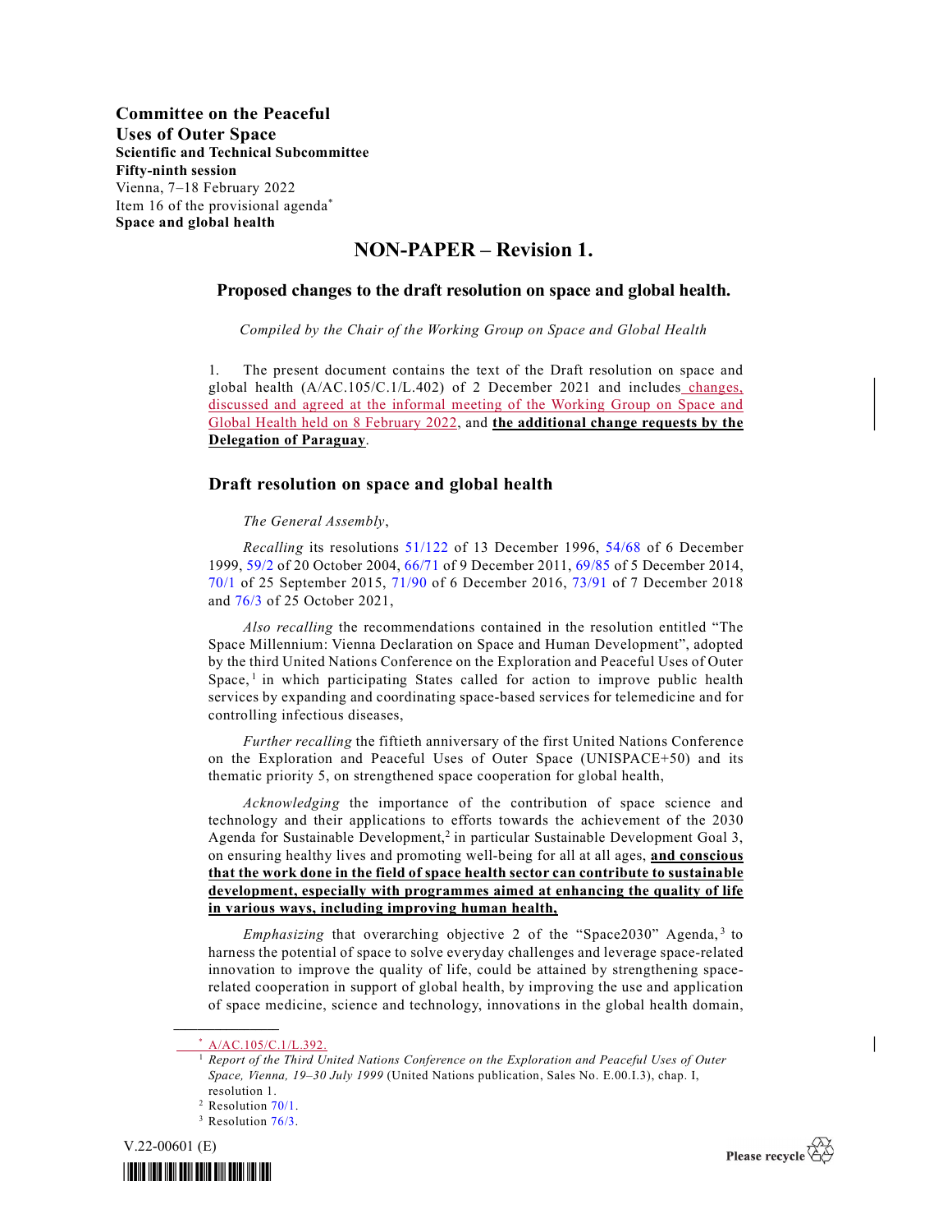**Committee on the Peaceful Uses of Outer Space**
**Scientific and Technical Subcommittee**
**Fifty-ninth session**
Vienna, 7–18 February 2022
Item 16 of the provisional agenda*
**Space and global health**

# NON-PAPER – Revision 1.

## Proposed changes to the draft resolution on space and global health.

*Compiled by the Chair of the Working Group on Space and Global Health*

1. The present document contains the text of the Draft resolution on space and global health (A/AC.105/C.1/L.402) of 2 December 2021 and includes changes, discussed and agreed at the informal meeting of the Working Group on Space and Global Health held on 8 February 2022, and **the additional change requests by the Delegation of Paraguay**.

## Draft resolution on space and global health

*The General Assembly*,

*Recalling* its resolutions 51/122 of 13 December 1996, 54/68 of 6 December 1999, 59/2 of 20 October 2004, 66/71 of 9 December 2011, 69/85 of 5 December 2014, 70/1 of 25 September 2015, 71/90 of 6 December 2016, 73/91 of 7 December 2018 and 76/3 of 25 October 2021,

*Also recalling* the recommendations contained in the resolution entitled "The Space Millennium: Vienna Declaration on Space and Human Development", adopted by the third United Nations Conference on the Exploration and Peaceful Uses of Outer Space,[1] in which participating States called for action to improve public health services by expanding and coordinating space-based services for telemedicine and for controlling infectious diseases,

*Further recalling* the fiftieth anniversary of the first United Nations Conference on the Exploration and Peaceful Uses of Outer Space (UNISPACE+50) and its thematic priority 5, on strengthened space cooperation for global health,

*Acknowledging* the importance of the contribution of space science and technology and their applications to efforts towards the achievement of the 2030 Agenda for Sustainable Development,[2] in particular Sustainable Development Goal 3, on ensuring healthy lives and promoting well-being for all at all ages, **and conscious that the work done in the field of space health sector can contribute to sustainable development, especially with programmes aimed at enhancing the quality of life in various ways, including improving human health,**

*Emphasizing* that overarching objective 2 of the "Space2030" Agenda,[3] to harness the potential of space to solve everyday challenges and leverage space-related innovation to improve the quality of life, could be attained by strengthening space-related cooperation in support of global health, by improving the use and application of space medicine, science and technology, innovations in the global health domain,

---

* A/AC.105/C.1/L.392.

[1] *Report of the Third United Nations Conference on the Exploration and Peaceful Uses of Outer Space, Vienna, 19–30 July 1999* (United Nations publication, Sales No. E.00.I.3), chap. I, resolution 1.

[2] Resolution 70/1.

[3] Resolution 76/3.

V.22-00601 (E)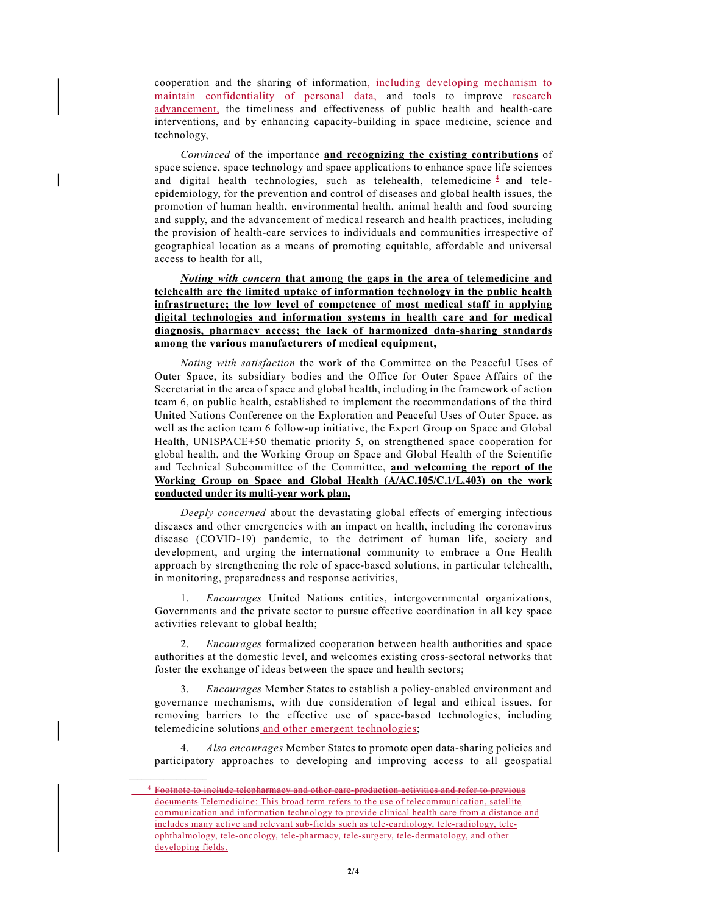cooperation and the sharing of information, including developing mechanism to maintain confidentiality of personal data, and tools to improve research advancement, the timeliness and effectiveness of public health and health-care interventions, and by enhancing capacity-building in space medicine, science and technology,

*Convinced* of the importance **and recognizing the existing contributions** of space science, space technology and space applications to enhance space life sciences and digital health technologies, such as telehealth, telemedicine [4] and tele-epidemiology, for the prevention and control of diseases and global health issues, the promotion of human health, environmental health, animal health and food sourcing and supply, and the advancement of medical research and health practices, including the provision of health-care services to individuals and communities irrespective of geographical location as a means of promoting equitable, affordable and universal access to health for all,

***Noting with concern* that among the gaps in the area of telemedicine and telehealth are the limited uptake of information technology in the public health infrastructure; the low level of competence of most medical staff in applying digital technologies and information systems in health care and for medical diagnosis, pharmacy access; the lack of harmonized data-sharing standards among the various manufacturers of medical equipment,**

*Noting with satisfaction* the work of the Committee on the Peaceful Uses of Outer Space, its subsidiary bodies and the Office for Outer Space Affairs of the Secretariat in the area of space and global health, including in the framework of action team 6, on public health, established to implement the recommendations of the third United Nations Conference on the Exploration and Peaceful Uses of Outer Space, as well as the action team 6 follow-up initiative, the Expert Group on Space and Global Health, UNISPACE+50 thematic priority 5, on strengthened space cooperation for global health, and the Working Group on Space and Global Health of the Scientific and Technical Subcommittee of the Committee, **and welcoming the report of the Working Group on Space and Global Health (A/AC.105/C.1/L.403) on the work conducted under its multi-year work plan,**

*Deeply concerned* about the devastating global effects of emerging infectious diseases and other emergencies with an impact on health, including the coronavirus disease (COVID-19) pandemic, to the detriment of human life, society and development, and urging the international community to embrace a One Health approach by strengthening the role of space-based solutions, in particular telehealth, in monitoring, preparedness and response activities,

1. *Encourages* United Nations entities, intergovernmental organizations, Governments and the private sector to pursue effective coordination in all key space activities relevant to global health;

2. *Encourages* formalized cooperation between health authorities and space authorities at the domestic level, and welcomes existing cross-sectoral networks that foster the exchange of ideas between the space and health sectors;

3. *Encourages* Member States to establish a policy-enabled environment and governance mechanisms, with due consideration of legal and ethical issues, for removing barriers to the effective use of space-based technologies, including telemedicine solutions and other emergent technologies;

4. *Also encourages* Member States to promote open data-sharing policies and participatory approaches to developing and improving access to all geospatial

---

[4] ~~Footnote to include telepharmacy and other care-production activities and refer to previous documents~~ Telemedicine: This broad term refers to the use of telecommunication, satellite communication and information technology to provide clinical health care from a distance and includes many active and relevant sub-fields such as tele-cardiology, tele-radiology, tele-ophthalmology, tele-oncology, tele-pharmacy, tele-surgery, tele-dermatology, and other developing fields.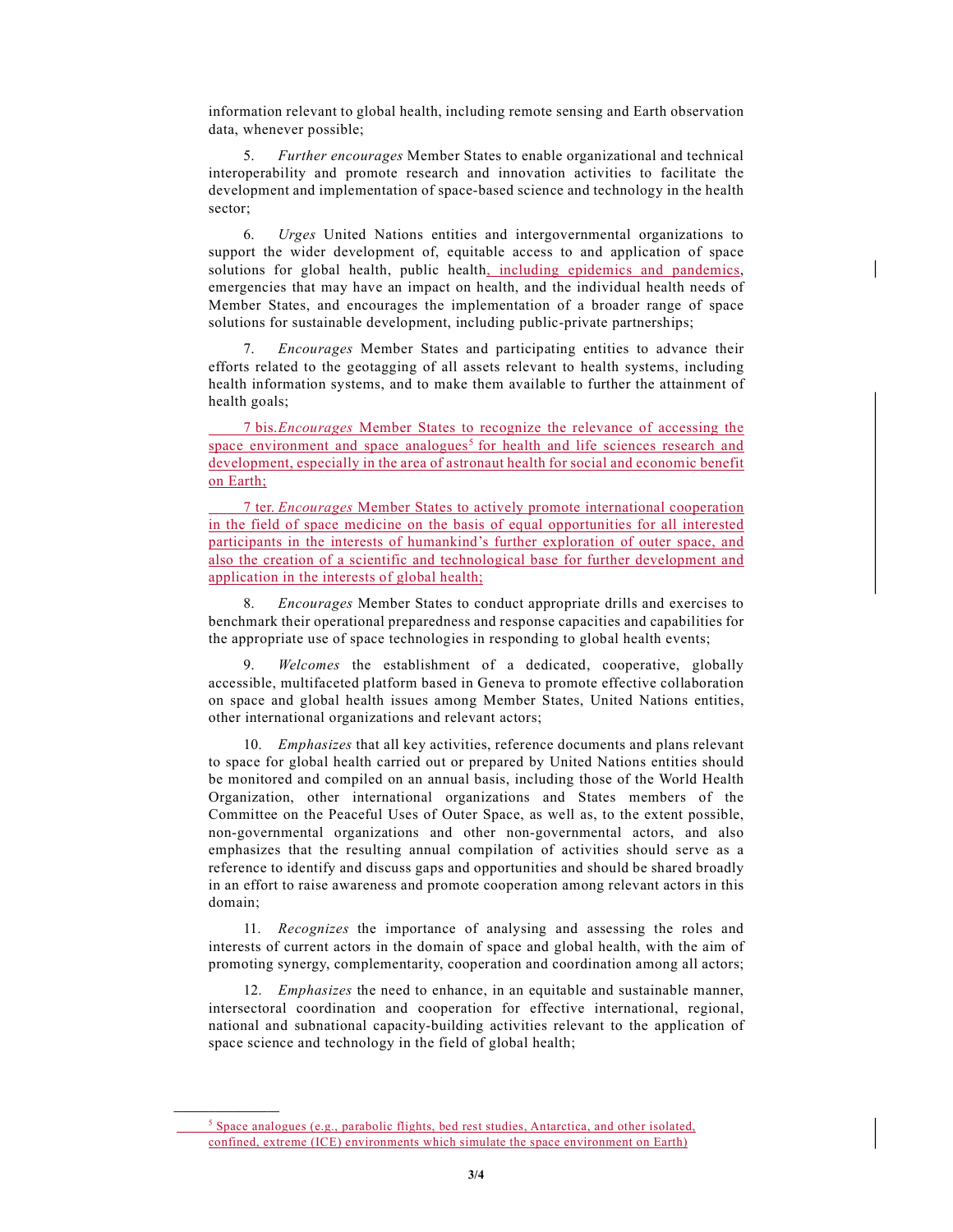information relevant to global health, including remote sensing and Earth observation data, whenever possible;

5. *Further encourages* Member States to enable organizational and technical interoperability and promote research and innovation activities to facilitate the development and implementation of space-based science and technology in the health sector;

6. *Urges* United Nations entities and intergovernmental organizations to support the wider development of, equitable access to and application of space solutions for global health, public health, including epidemics and pandemics, emergencies that may have an impact on health, and the individual health needs of Member States, and encourages the implementation of a broader range of space solutions for sustainable development, including public-private partnerships;

7. *Encourages* Member States and participating entities to advance their efforts related to the geotagging of all assets relevant to health systems, including health information systems, and to make them available to further the attainment of health goals;

7 bis. *Encourages* Member States to recognize the relevance of accessing the space environment and space analogues[5] for health and life sciences research and development, especially in the area of astronaut health for social and economic benefit on Earth;

7 ter. *Encourages* Member States to actively promote international cooperation in the field of space medicine on the basis of equal opportunities for all interested participants in the interests of humankind's further exploration of outer space, and also the creation of a scientific and technological base for further development and application in the interests of global health;

8. *Encourages* Member States to conduct appropriate drills and exercises to benchmark their operational preparedness and response capacities and capabilities for the appropriate use of space technologies in responding to global health events;

9. *Welcomes* the establishment of a dedicated, cooperative, globally accessible, multifaceted platform based in Geneva to promote effective collaboration on space and global health issues among Member States, United Nations entities, other international organizations and relevant actors;

10. *Emphasizes* that all key activities, reference documents and plans relevant to space for global health carried out or prepared by United Nations entities should be monitored and compiled on an annual basis, including those of the World Health Organization, other international organizations and States members of the Committee on the Peaceful Uses of Outer Space, as well as, to the extent possible, non-governmental organizations and other non-governmental actors, and also emphasizes that the resulting annual compilation of activities should serve as a reference to identify and discuss gaps and opportunities and should be shared broadly in an effort to raise awareness and promote cooperation among relevant actors in this domain;

11. *Recognizes* the importance of analysing and assessing the roles and interests of current actors in the domain of space and global health, with the aim of promoting synergy, complementarity, cooperation and coordination among all actors;

12. *Emphasizes* the need to enhance, in an equitable and sustainable manner, intersectoral coordination and cooperation for effective international, regional, national and subnational capacity-building activities relevant to the application of space science and technology in the field of global health;

---

[5] Space analogues (e.g., parabolic flights, bed rest studies, Antarctica, and other isolated, confined, extreme (ICE) environments which simulate the space environment on Earth)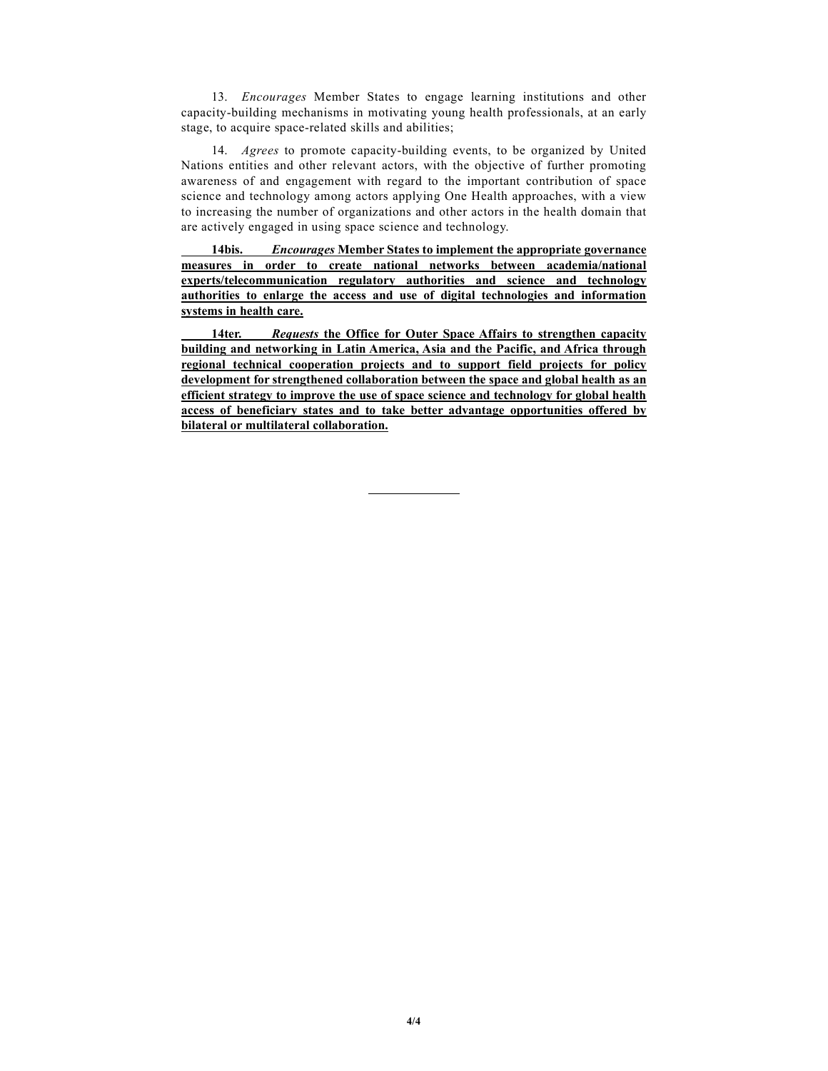13. *Encourages* Member States to engage learning institutions and other capacity-building mechanisms in motivating young health professionals, at an early stage, to acquire space-related skills and abilities;

14. *Agrees* to promote capacity-building events, to be organized by United Nations entities and other relevant actors, with the objective of further promoting awareness of and engagement with regard to the important contribution of space science and technology among actors applying One Health approaches, with a view to increasing the number of organizations and other actors in the health domain that are actively engaged in using space science and technology.

**14bis. *Encourages* Member States to implement the appropriate governance measures in order to create national networks between academia/national experts/telecommunication regulatory authorities and science and technology authorities to enlarge the access and use of digital technologies and information systems in health care.**

**14ter. *Requests* the Office for Outer Space Affairs to strengthen capacity building and networking in Latin America, Asia and the Pacific, and Africa through regional technical cooperation projects and to support field projects for policy development for strengthened collaboration between the space and global health as an efficient strategy to improve the use of space science and technology for global health access of beneficiary states and to take better advantage opportunities offered by bilateral or multilateral collaboration.**